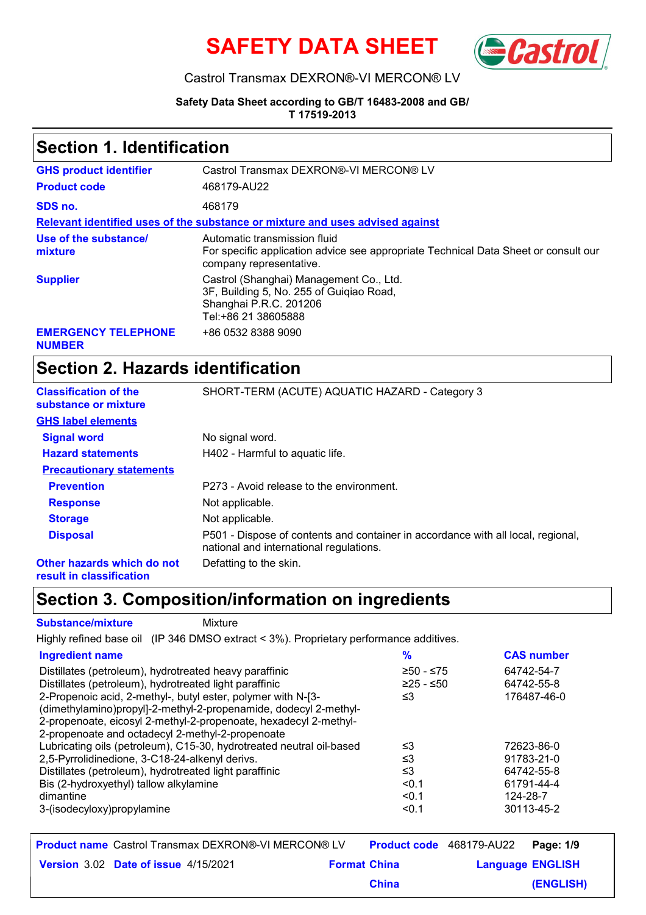# SAFETY DATA SHEET

Castrol Transmax DEXRON®-VI MERCON® LV

**Safety Data Sheet according to GB/T 16483-2008 and GB/T 17519-2013**

## Section 1. Identification

| | |
|---|---|
| **GHS product identifier** | Castrol Transmax DEXRON®-VI MERCON® LV |
| **Product code** | 468179-AU22 |
| **SDS no.** | 468179 |

**Relevant identified uses of the substance or mixture and uses advised against**

| | |
|---|---|
| **Use of the substance/ mixture** | Automatic transmission fluid<br>For specific application advice see appropriate Technical Data Sheet or consult our company representative. |
| **Supplier** | Castrol (Shanghai) Management Co., Ltd.<br>3F, Building 5, No. 255 of Guiqiao Road,<br>Shanghai P.R.C. 201206<br>Tel:+86 21 38605888 |
| **EMERGENCY TELEPHONE NUMBER** | +86 0532 8388 9090 |

## Section 2. Hazards identification

| | |
|---|---|
| **Classification of the substance or mixture** | SHORT-TERM (ACUTE) AQUATIC HAZARD - Category 3 |

**GHS label elements**

| | |
|---|---|
| **Signal word** | No signal word. |
| **Hazard statements** | H402 - Harmful to aquatic life. |

**Precautionary statements**

| | |
|---|---|
| **Prevention** | P273 - Avoid release to the environment. |
| **Response** | Not applicable. |
| **Storage** | Not applicable. |
| **Disposal** | P501 - Dispose of contents and container in accordance with all local, regional, national and international regulations. |
| **Other hazards which do not result in classification** | Defatting to the skin. |

## Section 3. Composition/information on ingredients

**Substance/mixture** Mixture

Highly refined base oil (IP 346 DMSO extract < 3%). Proprietary performance additives.

| Ingredient name | % | CAS number |
|---|---|---|
| Distillates (petroleum), hydrotreated heavy paraffinic | ≥50 - ≤75 | 64742-54-7 |
| Distillates (petroleum), hydrotreated light paraffinic | ≥25 - ≤50 | 64742-55-8 |
| 2-Propenoic acid, 2-methyl-, butyl ester, polymer with N-[3-(dimethylamino)propyl]-2-methyl-2-propenamide, dodecyl 2-methyl-2-propenoate, eicosyl 2-methyl-2-propenoate, hexadecyl 2-methyl-2-propenoate and octadecyl 2-methyl-2-propenoate | ≤3 | 176487-46-0 |
| Lubricating oils (petroleum), C15-30, hydrotreated neutral oil-based | ≤3 | 72623-86-0 |
| 2,5-Pyrrolidinedione, 3-C18-24-alkenyl derivs. | ≤3 | 91783-21-0 |
| Distillates (petroleum), hydrotreated light paraffinic | ≤3 | 64742-55-8 |
| Bis (2-hydroxyethyl) tallow alkylamine | <0.1 | 61791-44-4 |
| dimantine | <0.1 | 124-28-7 |
| 3-(isodecyloxy)propylamine | <0.1 | 30113-45-2 |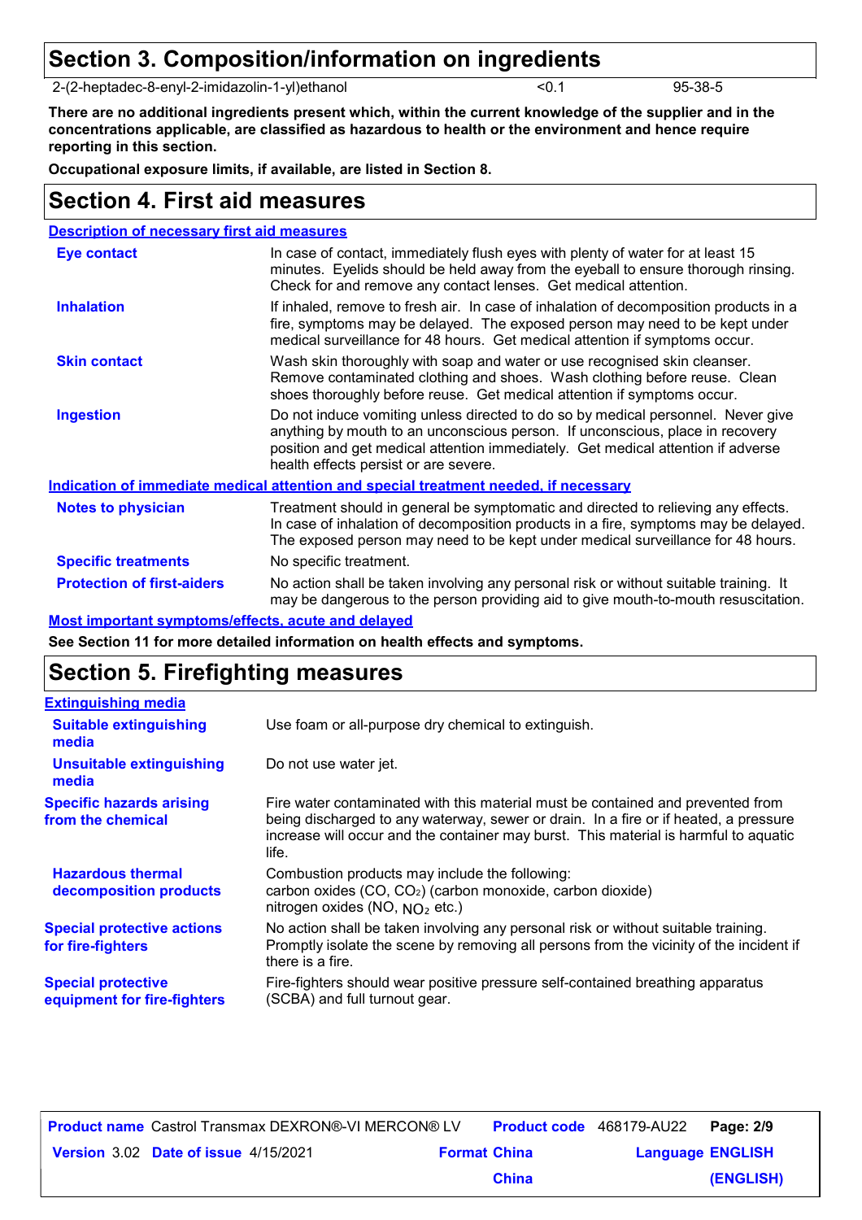## Section 3. Composition/information on ingredients

| 2-(2-heptadec-8-enyl-2-imidazolin-1-yl)ethanol | <0.1 | 95-38-5 |
|---|---|---|

**There are no additional ingredients present which, within the current knowledge of the supplier and in the concentrations applicable, are classified as hazardous to health or the environment and hence require reporting in this section.**

**Occupational exposure limits, if available, are listed in Section 8.**

## Section 4. First aid measures

**Description of necessary first aid measures**

| | |
|---|---|
| **Eye contact** | In case of contact, immediately flush eyes with plenty of water for at least 15 minutes. Eyelids should be held away from the eyeball to ensure thorough rinsing. Check for and remove any contact lenses. Get medical attention. |
| **Inhalation** | If inhaled, remove to fresh air. In case of inhalation of decomposition products in a fire, symptoms may be delayed. The exposed person may need to be kept under medical surveillance for 48 hours. Get medical attention if symptoms occur. |
| **Skin contact** | Wash skin thoroughly with soap and water or use recognised skin cleanser. Remove contaminated clothing and shoes. Wash clothing before reuse. Clean shoes thoroughly before reuse. Get medical attention if symptoms occur. |
| **Ingestion** | Do not induce vomiting unless directed to do so by medical personnel. Never give anything by mouth to an unconscious person. If unconscious, place in recovery position and get medical attention immediately. Get medical attention if adverse health effects persist or are severe. |

**Indication of immediate medical attention and special treatment needed, if necessary**

| | |
|---|---|
| **Notes to physician** | Treatment should in general be symptomatic and directed to relieving any effects. In case of inhalation of decomposition products in a fire, symptoms may be delayed. The exposed person may need to be kept under medical surveillance for 48 hours. |
| **Specific treatments** | No specific treatment. |
| **Protection of first-aiders** | No action shall be taken involving any personal risk or without suitable training. It may be dangerous to the person providing aid to give mouth-to-mouth resuscitation. |

**Most important symptoms/effects, acute and delayed**

**See Section 11 for more detailed information on health effects and symptoms.**

## Section 5. Firefighting measures

**Extinguishing media**

| | |
|---|---|
| **Suitable extinguishing media** | Use foam or all-purpose dry chemical to extinguish. |
| **Unsuitable extinguishing media** | Do not use water jet. |
| **Specific hazards arising from the chemical** | Fire water contaminated with this material must be contained and prevented from being discharged to any waterway, sewer or drain. In a fire or if heated, a pressure increase will occur and the container may burst. This material is harmful to aquatic life. |
| **Hazardous thermal decomposition products** | Combustion products may include the following:<br>carbon oxides ($CO$, $CO_2$) (carbon monoxide, carbon dioxide)<br>nitrogen oxides ($NO$, $NO_2$ etc.) |
| **Special protective actions for fire-fighters** | No action shall be taken involving any personal risk or without suitable training. Promptly isolate the scene by removing all persons from the vicinity of the incident if there is a fire. |
| **Special protective equipment for fire-fighters** | Fire-fighters should wear positive pressure self-contained breathing apparatus (SCBA) and full turnout gear. |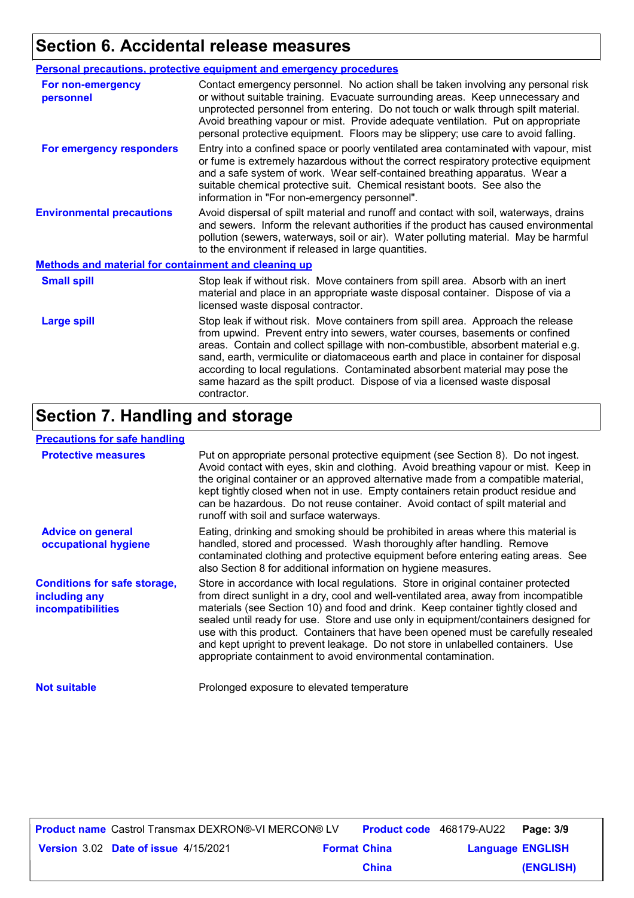## Section 6. Accidental release measures

### Personal precautions, protective equipment and emergency procedures

**For non-emergency personnel**

Contact emergency personnel. No action shall be taken involving any personal risk or without suitable training. Evacuate surrounding areas. Keep unnecessary and unprotected personnel from entering. Do not touch or walk through spilt material. Avoid breathing vapour or mist. Provide adequate ventilation. Put on appropriate personal protective equipment. Floors may be slippery; use care to avoid falling.

**For emergency responders**

Entry into a confined space or poorly ventilated area contaminated with vapour, mist or fume is extremely hazardous without the correct respiratory protective equipment and a safe system of work. Wear self-contained breathing apparatus. Wear a suitable chemical protective suit. Chemical resistant boots. See also the information in "For non-emergency personnel".

**Environmental precautions**

Avoid dispersal of spilt material and runoff and contact with soil, waterways, drains and sewers. Inform the relevant authorities if the product has caused environmental pollution (sewers, waterways, soil or air). Water polluting material. May be harmful to the environment if released in large quantities.

### Methods and material for containment and cleaning up

**Small spill**

Stop leak if without risk. Move containers from spill area. Absorb with an inert material and place in an appropriate waste disposal container. Dispose of via a licensed waste disposal contractor.

**Large spill**

Stop leak if without risk. Move containers from spill area. Approach the release from upwind. Prevent entry into sewers, water courses, basements or confined areas. Contain and collect spillage with non-combustible, absorbent material e.g. sand, earth, vermiculite or diatomaceous earth and place in container for disposal according to local regulations. Contaminated absorbent material may pose the same hazard as the spilt product. Dispose of via a licensed waste disposal contractor.

## Section 7. Handling and storage

### Precautions for safe handling

**Protective measures**

Put on appropriate personal protective equipment (see Section 8). Do not ingest. Avoid contact with eyes, skin and clothing. Avoid breathing vapour or mist. Keep in the original container or an approved alternative made from a compatible material, kept tightly closed when not in use. Empty containers retain product residue and can be hazardous. Do not reuse container. Avoid contact of spilt material and runoff with soil and surface waterways.

**Advice on general occupational hygiene**

Eating, drinking and smoking should be prohibited in areas where this material is handled, stored and processed. Wash thoroughly after handling. Remove contaminated clothing and protective equipment before entering eating areas. See also Section 8 for additional information on hygiene measures.

**Conditions for safe storage, including any incompatibilities**

Store in accordance with local regulations. Store in original container protected from direct sunlight in a dry, cool and well-ventilated area, away from incompatible materials (see Section 10) and food and drink. Keep container tightly closed and sealed until ready for use. Store and use only in equipment/containers designed for use with this product. Containers that have been opened must be carefully resealed and kept upright to prevent leakage. Do not store in unlabelled containers. Use appropriate containment to avoid environmental contamination.

**Not suitable**

Prolonged exposure to elevated temperature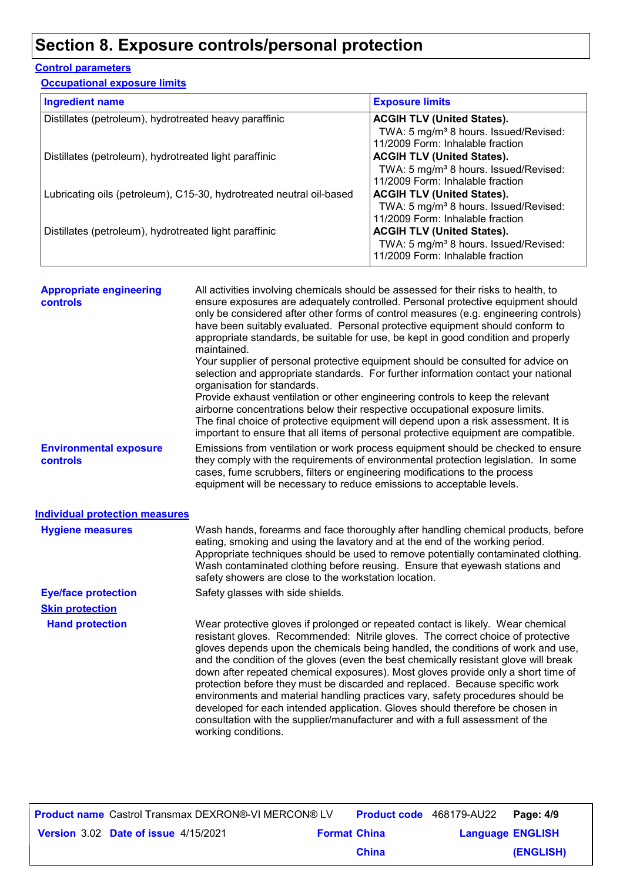# Section 8. Exposure controls/personal protection

## Control parameters

### Occupational exposure limits

| Ingredient name | Exposure limits |
|---|---|
| Distillates (petroleum), hydrotreated heavy paraffinic | **ACGIH TLV (United States).** TWA: 5 mg/m³ 8 hours. Issued/Revised: 11/2009 Form: Inhalable fraction |
| Distillates (petroleum), hydrotreated light paraffinic | **ACGIH TLV (United States).** TWA: 5 mg/m³ 8 hours. Issued/Revised: 11/2009 Form: Inhalable fraction |
| Lubricating oils (petroleum), C15-30, hydrotreated neutral oil-based | **ACGIH TLV (United States).** TWA: 5 mg/m³ 8 hours. Issued/Revised: 11/2009 Form: Inhalable fraction |
| Distillates (petroleum), hydrotreated light paraffinic | **ACGIH TLV (United States).** TWA: 5 mg/m³ 8 hours. Issued/Revised: 11/2009 Form: Inhalable fraction |

**Appropriate engineering controls**

All activities involving chemicals should be assessed for their risks to health, to ensure exposures are adequately controlled. Personal protective equipment should only be considered after other forms of control measures (e.g. engineering controls) have been suitably evaluated. Personal protective equipment should conform to appropriate standards, be suitable for use, be kept in good condition and properly maintained.
Your supplier of personal protective equipment should be consulted for advice on selection and appropriate standards. For further information contact your national organisation for standards.
Provide exhaust ventilation or other engineering controls to keep the relevant airborne concentrations below their respective occupational exposure limits.
The final choice of protective equipment will depend upon a risk assessment. It is important to ensure that all items of personal protective equipment are compatible.

**Environmental exposure controls**

Emissions from ventilation or work process equipment should be checked to ensure they comply with the requirements of environmental protection legislation. In some cases, fume scrubbers, filters or engineering modifications to the process equipment will be necessary to reduce emissions to acceptable levels.

## Individual protection measures

**Hygiene measures**

Wash hands, forearms and face thoroughly after handling chemical products, before eating, smoking and using the lavatory and at the end of the working period. Appropriate techniques should be used to remove potentially contaminated clothing. Wash contaminated clothing before reusing. Ensure that eyewash stations and safety showers are close to the workstation location.

**Eye/face protection**

Safety glasses with side shields.

### Skin protection

**Hand protection**

Wear protective gloves if prolonged or repeated contact is likely. Wear chemical resistant gloves. Recommended: Nitrile gloves. The correct choice of protective gloves depends upon the chemicals being handled, the conditions of work and use, and the condition of the gloves (even the best chemically resistant glove will break down after repeated chemical exposures). Most gloves provide only a short time of protection before they must be discarded and replaced. Because specific work environments and material handling practices vary, safety procedures should be developed for each intended application. Gloves should therefore be chosen in consultation with the supplier/manufacturer and with a full assessment of the working conditions.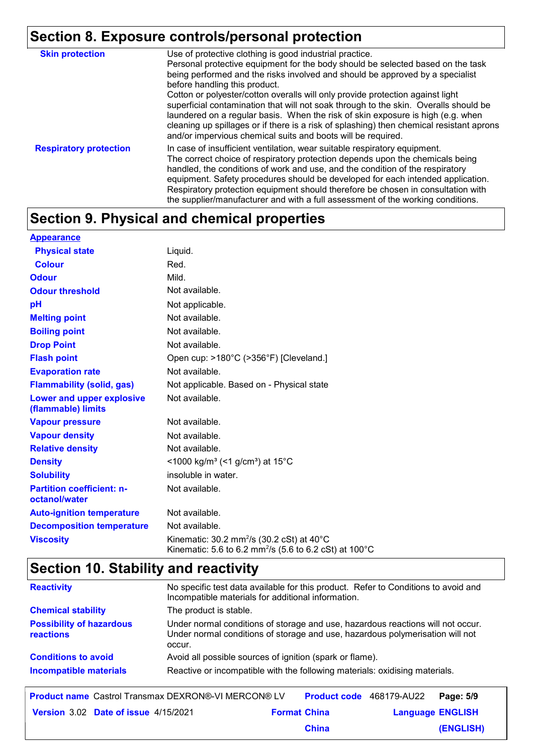## Section 8. Exposure controls/personal protection

| | |
|---|---|
| **Skin protection** | Use of protective clothing is good industrial practice. Personal protective equipment for the body should be selected based on the task being performed and the risks involved and should be approved by a specialist before handling this product. Cotton or polyester/cotton overalls will only provide protection against light superficial contamination that will not soak through to the skin. Overalls should be laundered on a regular basis. When the risk of skin exposure is high (e.g. when cleaning up spillages or if there is a risk of splashing) then chemical resistant aprons and/or impervious chemical suits and boots will be required. |
| **Respiratory protection** | In case of insufficient ventilation, wear suitable respiratory equipment. The correct choice of respiratory protection depends upon the chemicals being handled, the conditions of work and use, and the condition of the respiratory equipment. Safety procedures should be developed for each intended application. Respiratory protection equipment should therefore be chosen in consultation with the supplier/manufacturer and with a full assessment of the working conditions. |

## Section 9. Physical and chemical properties

| | |
|---|---|
| **Appearance** | |
| **Physical state** | Liquid. |
| **Colour** | Red. |
| **Odour** | Mild. |
| **Odour threshold** | Not available. |
| **pH** | Not applicable. |
| **Melting point** | Not available. |
| **Boiling point** | Not available. |
| **Drop Point** | Not available. |
| **Flash point** | Open cup: >180°C (>356°F) [Cleveland.] |
| **Evaporation rate** | Not available. |
| **Flammability (solid, gas)** | Not applicable. Based on - Physical state |
| **Lower and upper explosive (flammable) limits** | Not available. |
| **Vapour pressure** | Not available. |
| **Vapour density** | Not available. |
| **Relative density** | Not available. |
| **Density** | <1000 kg/m³ (<1 g/cm³) at 15°C |
| **Solubility** | insoluble in water. |
| **Partition coefficient: n-octanol/water** | Not available. |
| **Auto-ignition temperature** | Not available. |
| **Decomposition temperature** | Not available. |
| **Viscosity** | Kinematic: 30.2 $mm^2/s$ (30.2 cSt) at 40°C<br>Kinematic: 5.6 to 6.2 $mm^2/s$ (5.6 to 6.2 cSt) at 100°C |

## Section 10. Stability and reactivity

| | |
|---|---|
| **Reactivity** | No specific test data available for this product. Refer to Conditions to avoid and Incompatible materials for additional information. |
| **Chemical stability** | The product is stable. |
| **Possibility of hazardous reactions** | Under normal conditions of storage and use, hazardous reactions will not occur. Under normal conditions of storage and use, hazardous polymerisation will not occur. |
| **Conditions to avoid** | Avoid all possible sources of ignition (spark or flame). |
| **Incompatible materials** | Reactive or incompatible with the following materials: oxidising materials. |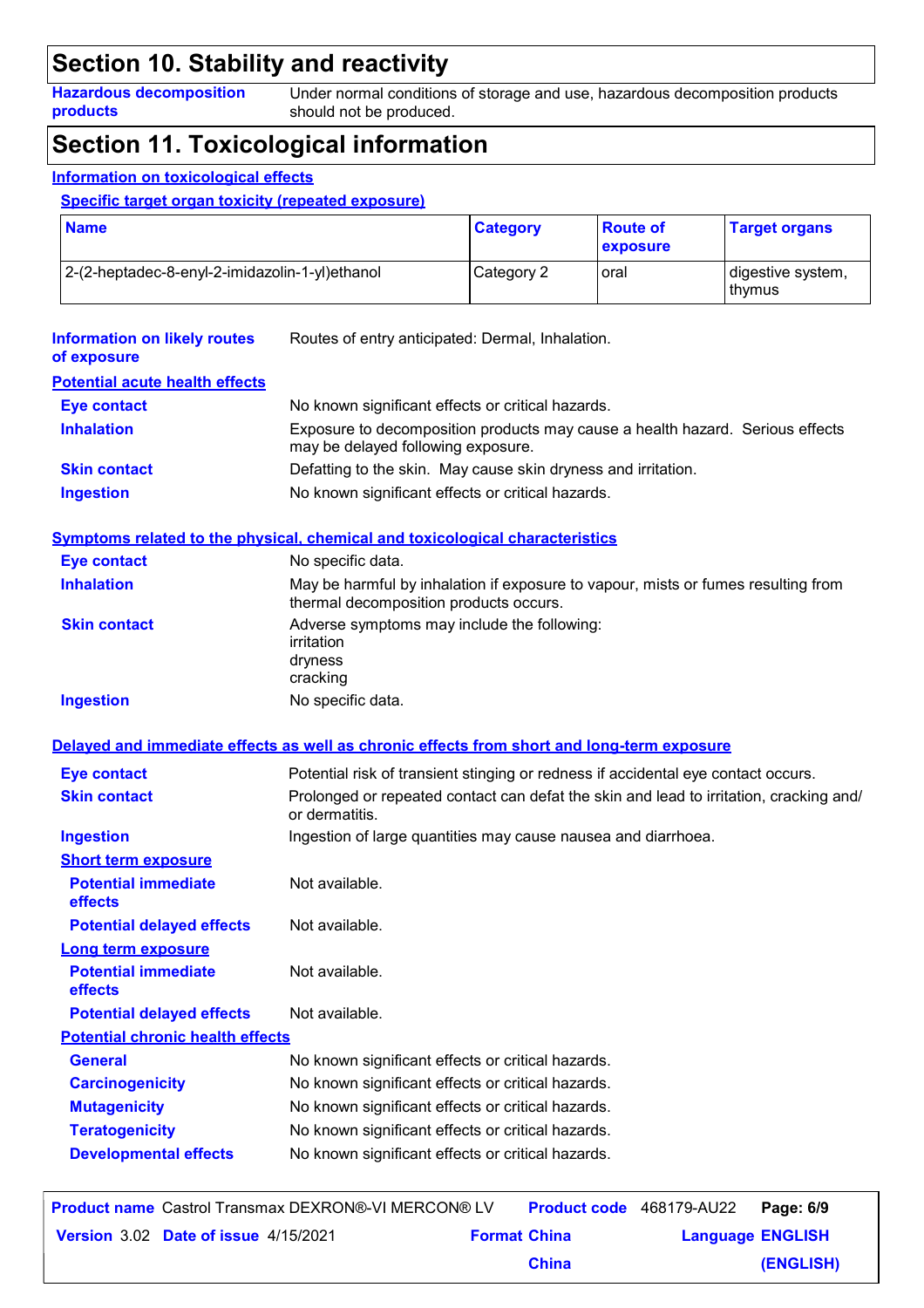## Section 10. Stability and reactivity

**Hazardous decomposition products** Under normal conditions of storage and use, hazardous decomposition products should not be produced.

## Section 11. Toxicological information

### Information on toxicological effects

#### Specific target organ toxicity (repeated exposure)

| Name | Category | Route of exposure | Target organs |
|---|---|---|---|
| 2-(2-heptadec-8-enyl-2-imidazolin-1-yl)ethanol | Category 2 | oral | digestive system, thymus |

**Information on likely routes of exposure** Routes of entry anticipated: Dermal, Inhalation.

#### Potential acute health effects

**Eye contact** No known significant effects or critical hazards.

**Inhalation** Exposure to decomposition products may cause a health hazard. Serious effects may be delayed following exposure.

**Skin contact** Defatting to the skin. May cause skin dryness and irritation.

**Ingestion** No known significant effects or critical hazards.

#### Symptoms related to the physical, chemical and toxicological characteristics

**Eye contact** No specific data.

**Inhalation** May be harmful by inhalation if exposure to vapour, mists or fumes resulting from thermal decomposition products occurs.

**Skin contact** Adverse symptoms may include the following:
irritation
dryness
cracking

**Ingestion** No specific data.

#### Delayed and immediate effects as well as chronic effects from short and long-term exposure

**Eye contact** Potential risk of transient stinging or redness if accidental eye contact occurs.

**Skin contact** Prolonged or repeated contact can defat the skin and lead to irritation, cracking and/or dermatitis.

**Ingestion** Ingestion of large quantities may cause nausea and diarrhoea.

**Short term exposure**

**Potential immediate effects** Not available.

**Potential delayed effects** Not available.

**Long term exposure**

**Potential immediate effects** Not available.

**Potential delayed effects** Not available.

**Potential chronic health effects**

**General** No known significant effects or critical hazards.

**Carcinogenicity** No known significant effects or critical hazards.

**Mutagenicity** No known significant effects or critical hazards.

**Teratogenicity** No known significant effects or critical hazards.

**Developmental effects** No known significant effects or critical hazards.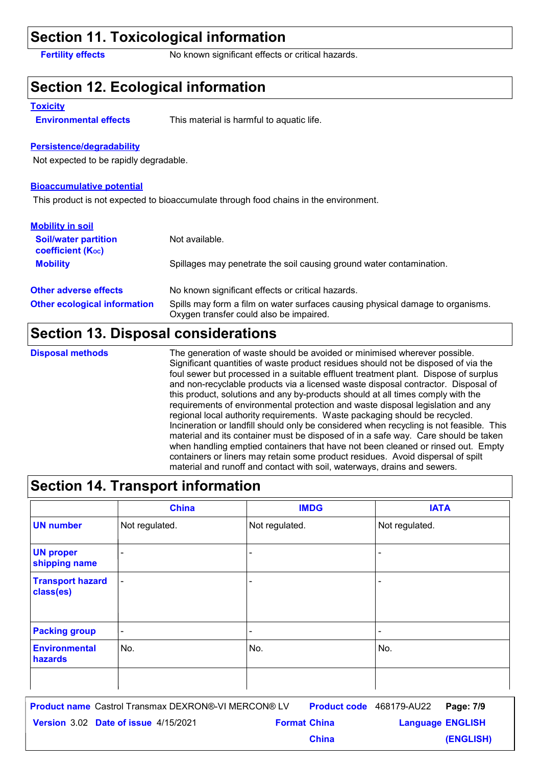## Section 11. Toxicological information

**Fertility effects** No known significant effects or critical hazards.

## Section 12. Ecological information

**Toxicity**

**Environmental effects** This material is harmful to aquatic life.

**Persistence/degradability**

Not expected to be rapidly degradable.

**Bioaccumulative potential**

This product is not expected to bioaccumulate through food chains in the environment.

**Mobility in soil**

**Soil/water partition coefficient ($K_{OC}$)** Not available.

**Mobility** Spillages may penetrate the soil causing ground water contamination.

**Other adverse effects** No known significant effects or critical hazards.

**Other ecological information** Spills may form a film on water surfaces causing physical damage to organisms. Oxygen transfer could also be impaired.

## Section 13. Disposal considerations

**Disposal methods** The generation of waste should be avoided or minimised wherever possible. Significant quantities of waste product residues should not be disposed of via the foul sewer but processed in a suitable effluent treatment plant. Dispose of surplus and non-recyclable products via a licensed waste disposal contractor. Disposal of this product, solutions and any by-products should at all times comply with the requirements of environmental protection and waste disposal legislation and any regional local authority requirements. Waste packaging should be recycled. Incineration or landfill should only be considered when recycling is not feasible. This material and its container must be disposed of in a safe way. Care should be taken when handling emptied containers that have not been cleaned or rinsed out. Empty containers or liners may retain some product residues. Avoid dispersal of spilt material and runoff and contact with soil, waterways, drains and sewers.

## Section 14. Transport information

| | China | IMDG | IATA |
|---|---|---|---|
| **UN number** | Not regulated. | Not regulated. | Not regulated. |
| **UN proper shipping name** | - | - | - |
| **Transport hazard class(es)** | - | - | - |
| **Packing group** | - | - | - |
| **Environmental hazards** | No. | No. | No. |
| | | | |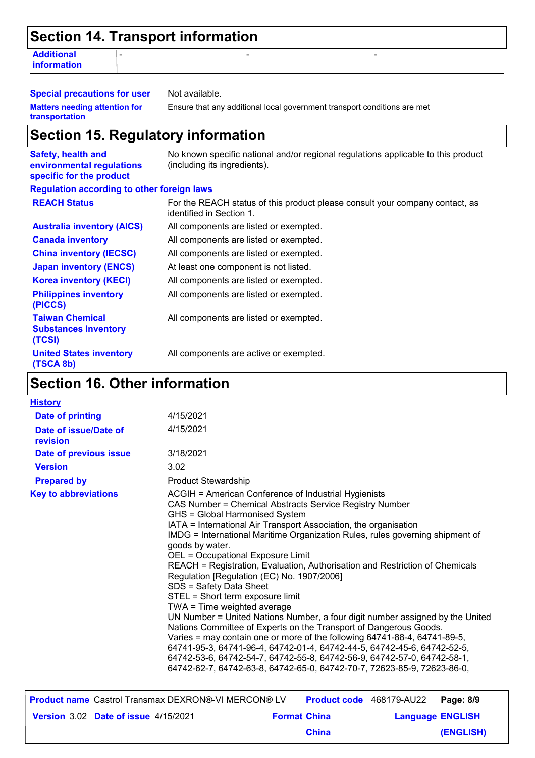## Section 14. Transport information

| Additional information | - | - | - |
|---|---|---|---|

**Special precautions for user** Not available.

**Matters needing attention for transportation** Ensure that any additional local government transport conditions are met

## Section 15. Regulatory information

**Safety, health and environmental regulations specific for the product** No known specific national and/or regional regulations applicable to this product (including its ingredients).

**Regulation according to other foreign laws**

| | |
|---|---|
| **REACH Status** | For the REACH status of this product please consult your company contact, as identified in Section 1. |
| **Australia inventory (AICS)** | All components are listed or exempted. |
| **Canada inventory** | All components are listed or exempted. |
| **China inventory (IECSC)** | All components are listed or exempted. |
| **Japan inventory (ENCS)** | At least one component is not listed. |
| **Korea inventory (KECI)** | All components are listed or exempted. |
| **Philippines inventory (PICCS)** | All components are listed or exempted. |
| **Taiwan Chemical Substances Inventory (TCSI)** | All components are listed or exempted. |
| **United States inventory (TSCA 8b)** | All components are active or exempted. |

## Section 16. Other information

**History**

| | |
|---|---|
| **Date of printing** | 4/15/2021 |
| **Date of issue/Date of revision** | 4/15/2021 |
| **Date of previous issue** | 3/18/2021 |
| **Version** | 3.02 |
| **Prepared by** | Product Stewardship |

**Key to abbreviations**

ACGIH = American Conference of Industrial Hygienists
CAS Number = Chemical Abstracts Service Registry Number
GHS = Global Harmonised System
IATA = International Air Transport Association, the organisation
IMDG = International Maritime Organization Rules, rules governing shipment of goods by water.
OEL = Occupational Exposure Limit
REACH = Registration, Evaluation, Authorisation and Restriction of Chemicals Regulation [Regulation (EC) No. 1907/2006]
SDS = Safety Data Sheet
STEL = Short term exposure limit
TWA = Time weighted average
UN Number = United Nations Number, a four digit number assigned by the United Nations Committee of Experts on the Transport of Dangerous Goods.
Varies = may contain one or more of the following 64741-88-4, 64741-89-5, 64741-95-3, 64741-96-4, 64742-01-4, 64742-44-5, 64742-45-6, 64742-52-5, 64742-53-6, 64742-54-7, 64742-55-8, 64742-56-9, 64742-57-0, 64742-58-1, 64742-62-7, 64742-63-8, 64742-65-0, 64742-70-7, 72623-85-9, 72623-86-0,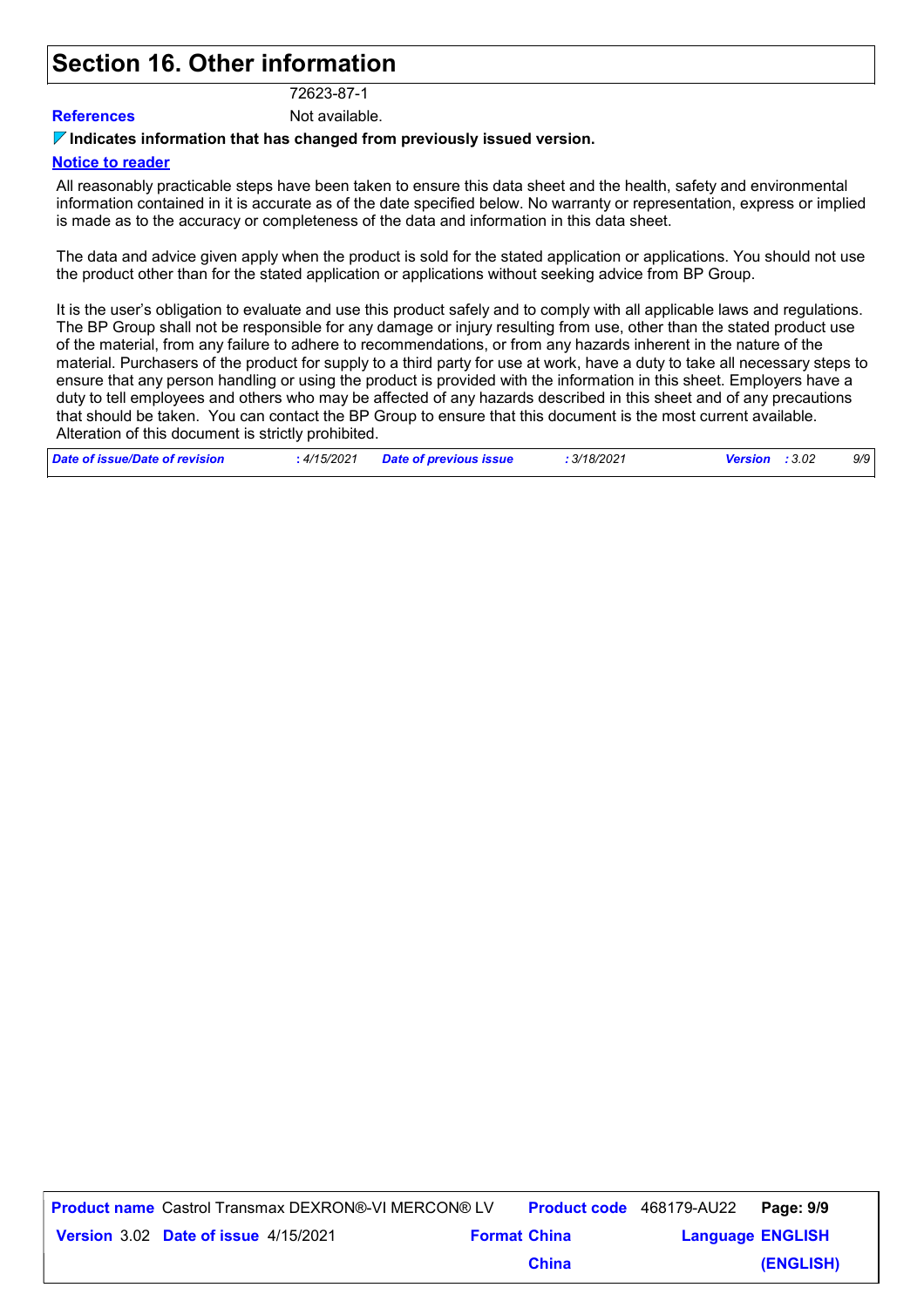# Section 16. Other information

72623-87-1

**References** Not available.

**Indicates information that has changed from previously issued version.**

**Notice to reader**

All reasonably practicable steps have been taken to ensure this data sheet and the health, safety and environmental information contained in it is accurate as of the date specified below. No warranty or representation, express or implied is made as to the accuracy or completeness of the data and information in this data sheet.

The data and advice given apply when the product is sold for the stated application or applications. You should not use the product other than for the stated application or applications without seeking advice from BP Group.

It is the user's obligation to evaluate and use this product safely and to comply with all applicable laws and regulations. The BP Group shall not be responsible for any damage or injury resulting from use, other than the stated product use of the material, from any failure to adhere to recommendations, or from any hazards inherent in the nature of the material. Purchasers of the product for supply to a third party for use at work, have a duty to take all necessary steps to ensure that any person handling or using the product is provided with the information in this sheet. Employers have a duty to tell employees and others who may be affected of any hazards described in this sheet and of any precautions that should be taken. You can contact the BP Group to ensure that this document is the most current available. Alteration of this document is strictly prohibited.

*Date of issue/Date of revision* : 4/15/2021 *Date of previous issue* : 3/18/2021 *Version* : 3.02